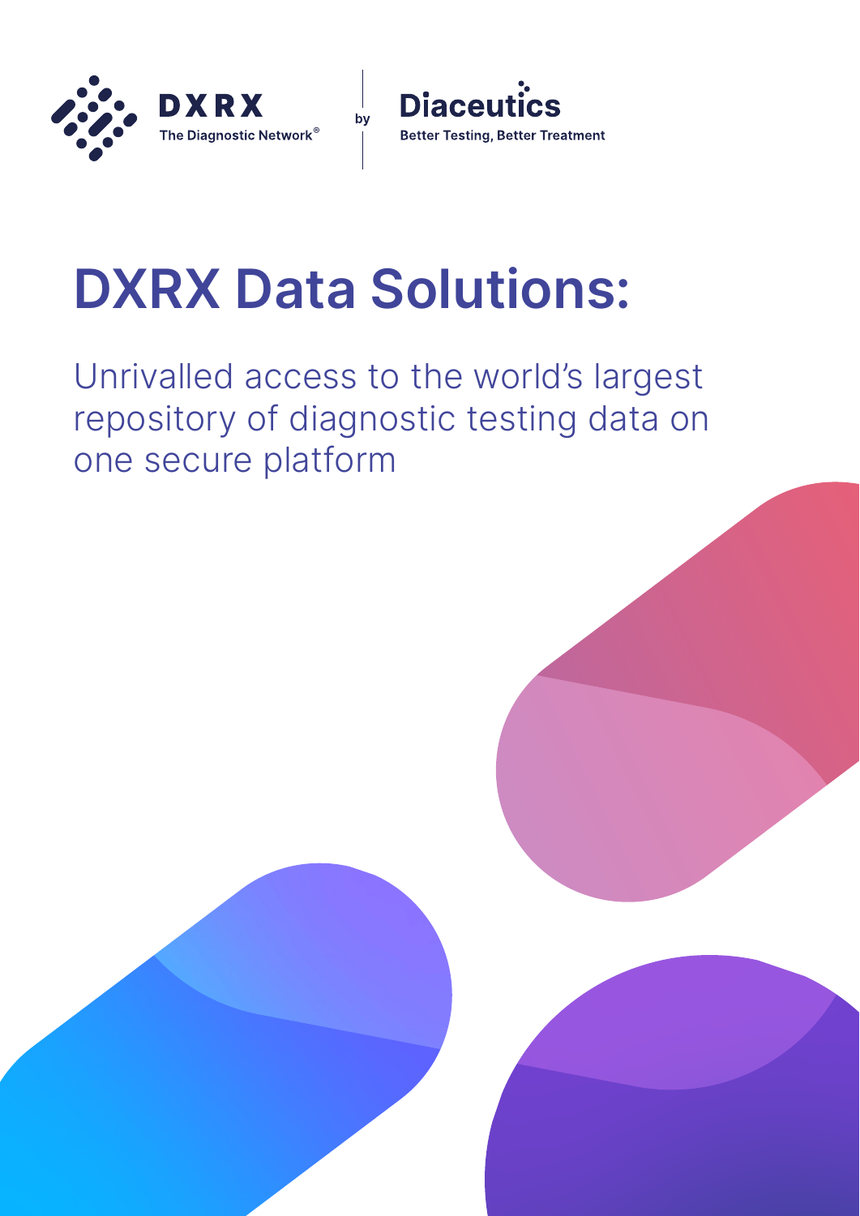DXRX
The Diagnostic Network®

by

Diaceutics
Better Testing, Better Treatment

# DXRX Data Solutions:

Unrivalled access to the world's largest repository of diagnostic testing data on one secure platform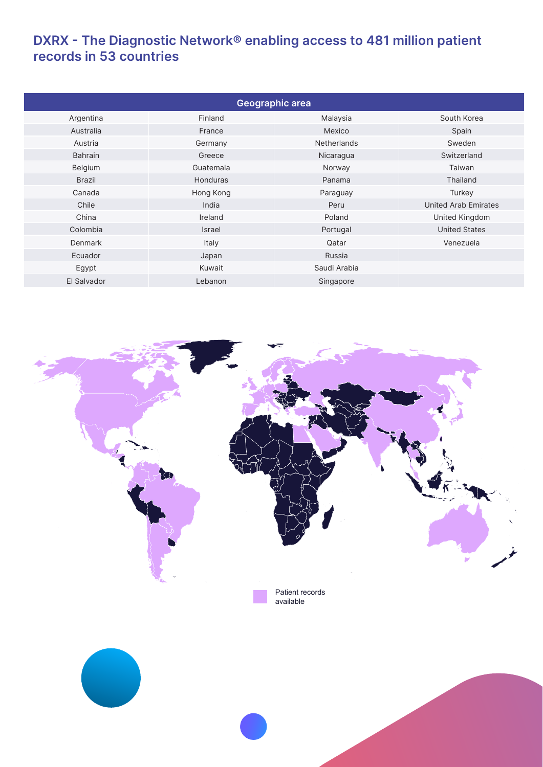# DXRX - The Diagnostic Network® enabling access to 481 million patient records in 53 countries

| Geographic area | | | |
|---|---|---|---|
| Argentina | Finland | Malaysia | South Korea |
| Australia | France | Mexico | Spain |
| Austria | Germany | Netherlands | Sweden |
| Bahrain | Greece | Nicaragua | Switzerland |
| Belgium | Guatemala | Norway | Taiwan |
| Brazil | Honduras | Panama | Thailand |
| Canada | Hong Kong | Paraguay | Turkey |
| Chile | India | Peru | United Arab Emirates |
| China | Ireland | Poland | United Kingdom |
| Colombia | Israel | Portugal | United States |
| Denmark | Italy | Qatar | Venezuela |
| Ecuador | Japan | Russia | |
| Egypt | Kuwait | Saudi Arabia | |
| El Salvador | Lebanon | Singapore | |

Patient records available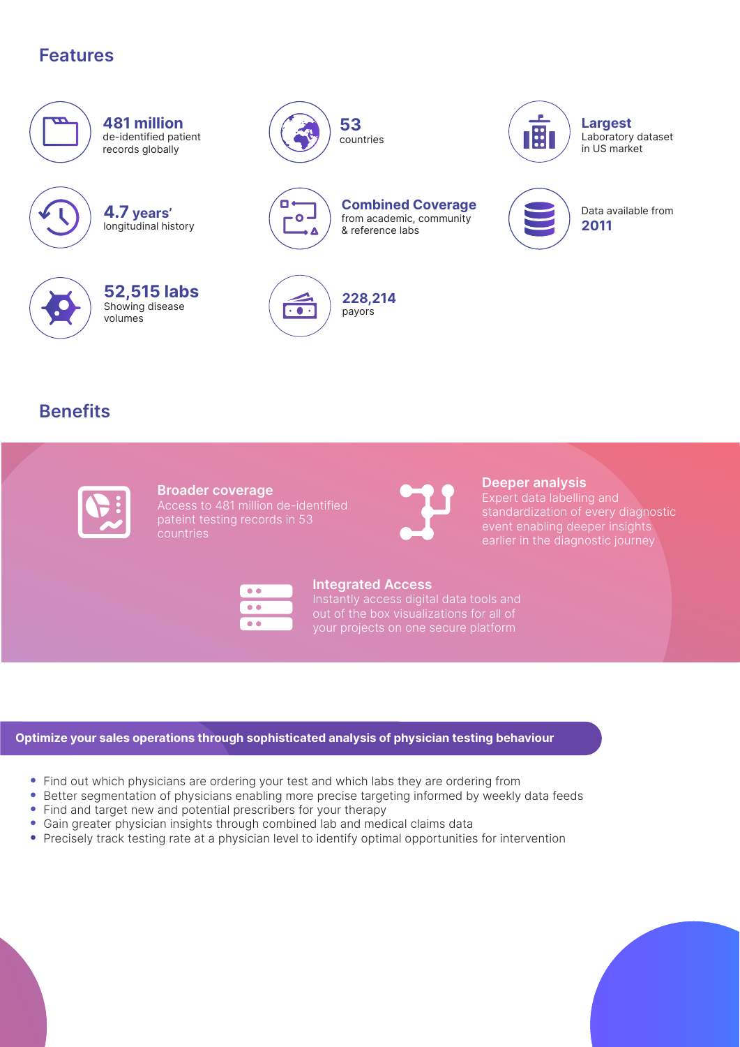## Features

**481 million**
de-identified patient records globally

**53**
countries

**Largest**
Laboratory dataset in US market

**4.7 years'**
longitudinal history

**Combined Coverage**
from academic, community & reference labs

Data available from
**2011**

**52,515 labs**
Showing disease volumes

**228,214**
payors

## Benefits

**Broader coverage**
Access to 481 million de-identified pateint testing records in 53 countries

**Deeper analysis**
Expert data labelling and standardization of every diagnostic event enabling deeper insights earlier in the diagnostic journey

**Integrated Access**
Instantly access digital data tools and out of the box visualizations for all of your projects on one secure platform

**Optimize your sales operations through sophisticated analysis of physician testing behaviour**

- Find out which physicians are ordering your test and which labs they are ordering from
- Better segmentation of physicians enabling more precise targeting informed by weekly data feeds
- Find and target new and potential prescribers for your therapy
- Gain greater physician insights through combined lab and medical claims data
- Precisely track testing rate at a physician level to identify optimal opportunities for intervention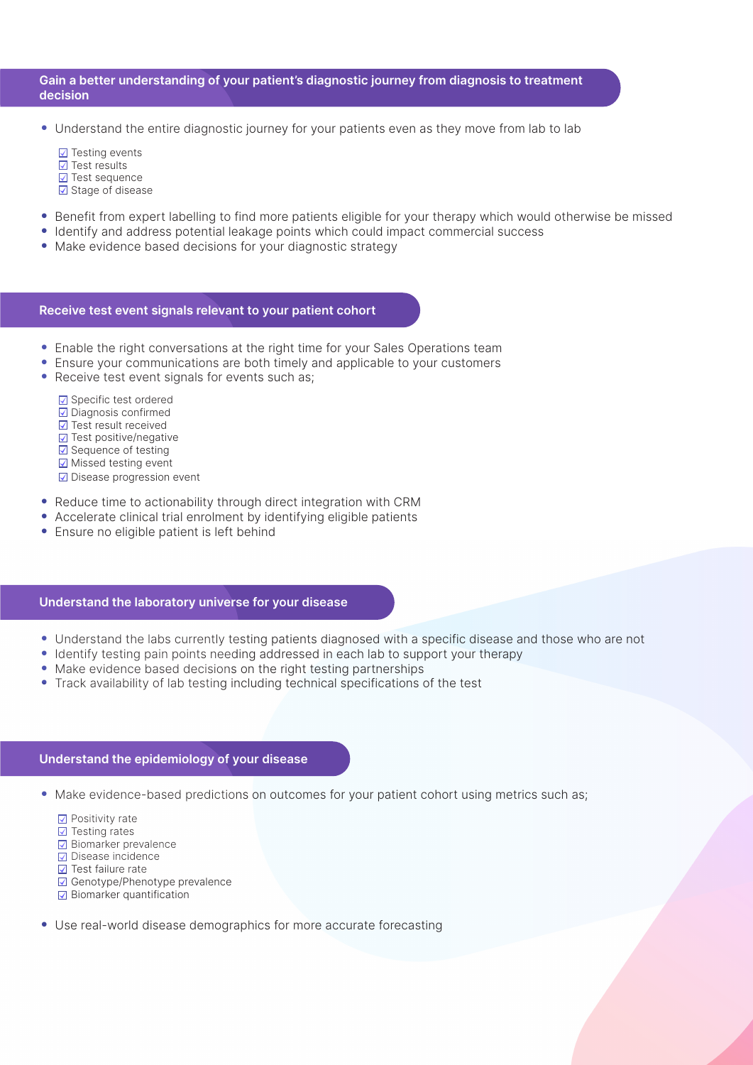## Gain a better understanding of your patient's diagnostic journey from diagnosis to treatment decision

- Understand the entire diagnostic journey for your patients even as they move from lab to lab
  - ☑ Testing events
  - ☑ Test results
  - ☑ Test sequence
  - ☑ Stage of disease
- Benefit from expert labelling to find more patients eligible for your therapy which would otherwise be missed
- Identify and address potential leakage points which could impact commercial success
- Make evidence based decisions for your diagnostic strategy

## Receive test event signals relevant to your patient cohort

- Enable the right conversations at the right time for your Sales Operations team
- Ensure your communications are both timely and applicable to your customers
- Receive test event signals for events such as;
  - ☑ Specific test ordered
  - ☑ Diagnosis confirmed
  - ☑ Test result received
  - ☑ Test positive/negative
  - ☑ Sequence of testing
  - ☑ Missed testing event
  - ☑ Disease progression event
- Reduce time to actionability through direct integration with CRM
- Accelerate clinical trial enrolment by identifying eligible patients
- Ensure no eligible patient is left behind

## Understand the laboratory universe for your disease

- Understand the labs currently testing patients diagnosed with a specific disease and those who are not
- Identify testing pain points needing addressed in each lab to support your therapy
- Make evidence based decisions on the right testing partnerships
- Track availability of lab testing including technical specifications of the test

## Understand the epidemiology of your disease

- Make evidence-based predictions on outcomes for your patient cohort using metrics such as;
  - ☑ Positivity rate
  - ☑ Testing rates
  - ☑ Biomarker prevalence
  - ☑ Disease incidence
  - ☑ Test failure rate
  - ☑ Genotype/Phenotype prevalence
  - ☑ Biomarker quantification
- Use real-world disease demographics for more accurate forecasting